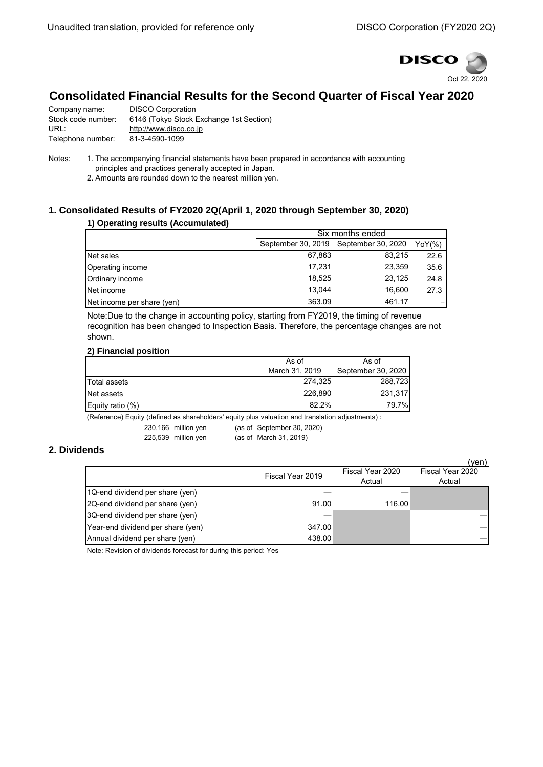Unaudited translation, provided for reference only

DISCO Corporation (FY2020 2Q)

DISCO

Oct 22, 2020

# Consolidated Financial Results for the Second Quarter of Fiscal Year 2020

Company name: DISCO Corporation
Stock code number: 6146 (Tokyo Stock Exchange 1st Section)
URL: http://www.disco.co.jp
Telephone number: 81-3-4590-1099

Notes:
1. The accompanying financial statements have been prepared in accordance with accounting principles and practices generally accepted in Japan.
2. Amounts are rounded down to the nearest million yen.

## 1. Consolidated Results of FY2020 2Q(April 1, 2020 through September 30, 2020)

### 1) Operating results (Accumulated)

| | Six months ended | | |
|---|---|---|---|
| | September 30, 2019 | September 30, 2020 | YoY(%) |
| Net sales | 67,863 | 83,215 | 22.6 |
| Operating income | 17,231 | 23,359 | 35.6 |
| Ordinary income | 18,525 | 23,125 | 24.8 |
| Net income | 13,044 | 16,600 | 27.3 |
| Net income per share (yen) | 363.09 | 461.17 | – |

Note:Due to the change in accounting policy, starting from FY2019, the timing of revenue recognition has been changed to Inspection Basis. Therefore, the percentage changes are not shown.

### 2) Financial position

| | As of March 31, 2019 | As of September 30, 2020 |
|---|---|---|
| Total assets | 274,325 | 288,723 |
| Net assets | 226,890 | 231,317 |
| Equity ratio (%) | 82.2% | 79.7% |

(Reference) Equity (defined as shareholders' equity plus valuation and translation adjustments) :

230,166 million yen (as of September 30, 2020)
225,539 million yen (as of March 31, 2019)

## 2. Dividends

(yen)

| | Fiscal Year 2019 | Fiscal Year 2020 Actual | Fiscal Year 2020 Actual |
|---|---|---|---|
| 1Q-end dividend per share (yen) | — | — | |
| 2Q-end dividend per share (yen) | 91.00 | 116.00 | |
| 3Q-end dividend per share (yen) | — | | — |
| Year-end dividend per share (yen) | 347.00 | | — |
| Annual dividend per share (yen) | 438.00 | | — |

Note: Revision of dividends forecast for during this period: Yes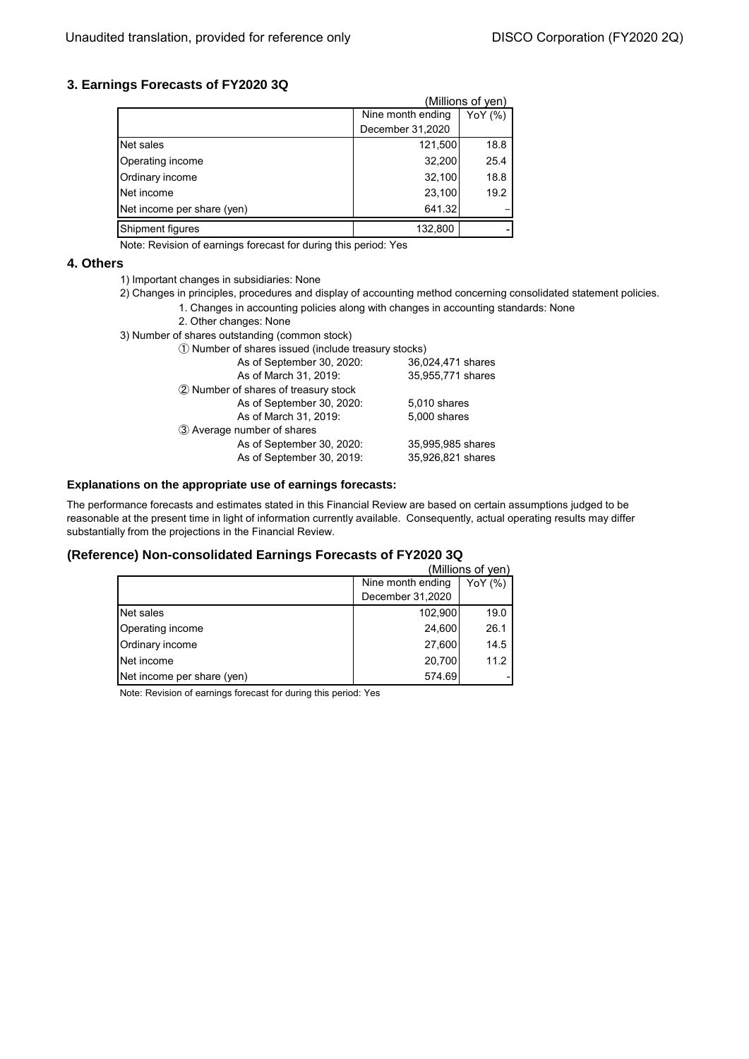## 3. Earnings Forecasts of FY2020 3Q

(Millions of yen)

| | Nine month ending December 31,2020 | YoY (%) |
|---|---|---|
| Net sales | 121,500 | 18.8 |
| Operating income | 32,200 | 25.4 |
| Ordinary income | 32,100 | 18.8 |
| Net income | 23,100 | 19.2 |
| Net income per share (yen) | 641.32 | – |
| Shipment figures | 132,800 | - |

Note: Revision of earnings forecast for during this period: Yes

## 4. Others

1) Important changes in subsidiaries: None

2) Changes in principles, procedures and display of accounting method concerning consolidated statement policies.

1. Changes in accounting policies along with changes in accounting standards: None
2. Other changes: None

3) Number of shares outstanding (common stock)

① Number of shares issued (include treasury stocks)

| | |
|---|---|
| As of September 30, 2020: | 36,024,471 shares |
| As of March 31, 2019: | 35,955,771 shares |

② Number of shares of treasury stock

| | |
|---|---|
| As of September 30, 2020: | 5,010 shares |
| As of March 31, 2019: | 5,000 shares |

③ Average number of shares

| | |
|---|---|
| As of September 30, 2020: | 35,995,985 shares |
| As of September 30, 2019: | 35,926,821 shares |

### Explanations on the appropriate use of earnings forecasts:

The performance forecasts and estimates stated in this Financial Review are based on certain assumptions judged to be reasonable at the present time in light of information currently available. Consequently, actual operating results may differ substantially from the projections in the Financial Review.

### (Reference) Non-consolidated Earnings Forecasts of FY2020 3Q

(Millions of yen)

| | Nine month ending December 31,2020 | YoY (%) |
|---|---|---|
| Net sales | 102,900 | 19.0 |
| Operating income | 24,600 | 26.1 |
| Ordinary income | 27,600 | 14.5 |
| Net income | 20,700 | 11.2 |
| Net income per share (yen) | 574.69 | - |

Note: Revision of earnings forecast for during this period: Yes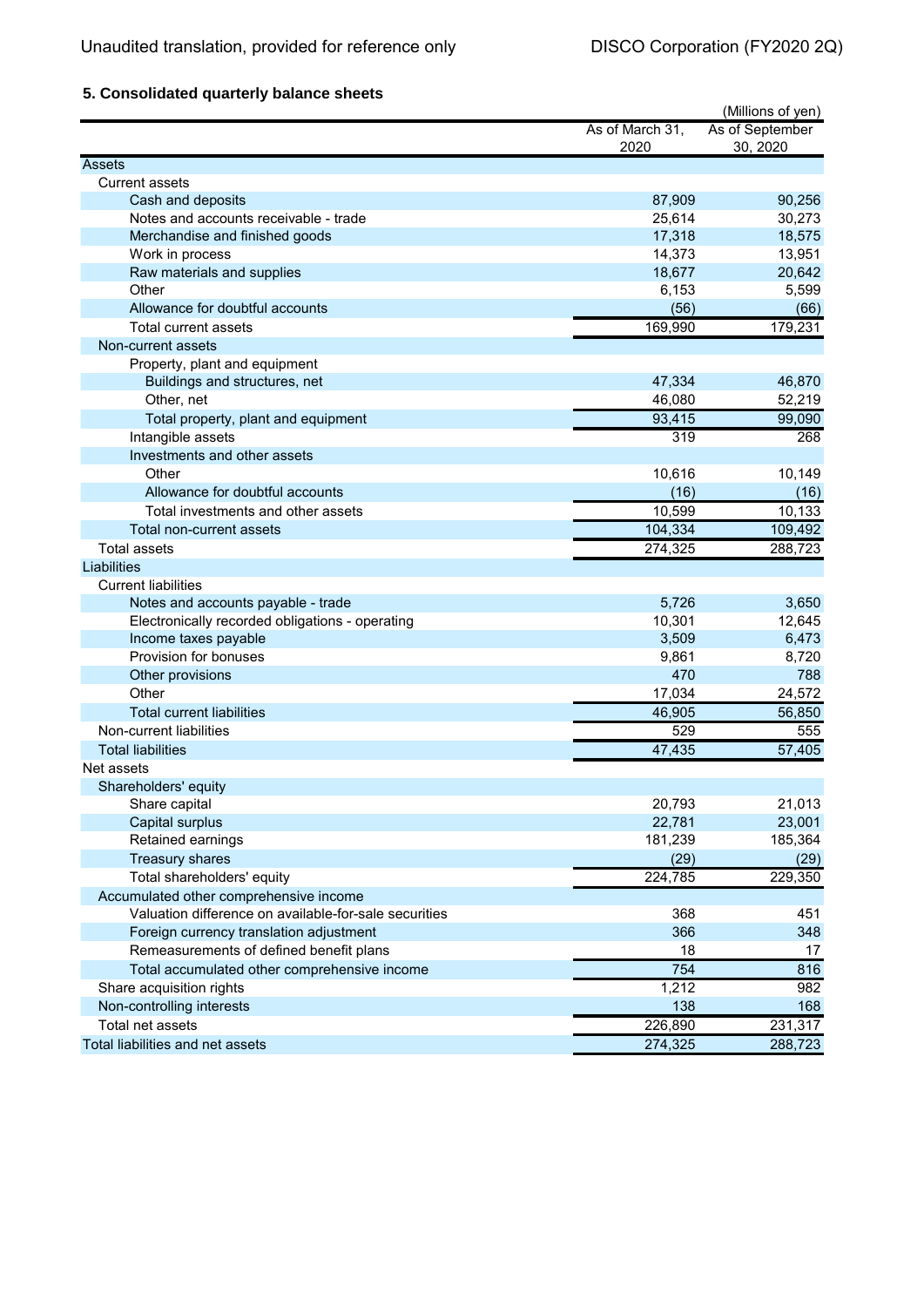## 5. Consolidated quarterly balance sheets

(Millions of yen)

| | As of March 31, 2020 | As of September 30, 2020 |
|---|---|---|
| Assets | | |
| Current assets | | |
| Cash and deposits | 87,909 | 90,256 |
| Notes and accounts receivable - trade | 25,614 | 30,273 |
| Merchandise and finished goods | 17,318 | 18,575 |
| Work in process | 14,373 | 13,951 |
| Raw materials and supplies | 18,677 | 20,642 |
| Other | 6,153 | 5,599 |
| Allowance for doubtful accounts | (56) | (66) |
| Total current assets | 169,990 | 179,231 |
| Non-current assets | | |
| Property, plant and equipment | | |
| Buildings and structures, net | 47,334 | 46,870 |
| Other, net | 46,080 | 52,219 |
| Total property, plant and equipment | 93,415 | 99,090 |
| Intangible assets | 319 | 268 |
| Investments and other assets | | |
| Other | 10,616 | 10,149 |
| Allowance for doubtful accounts | (16) | (16) |
| Total investments and other assets | 10,599 | 10,133 |
| Total non-current assets | 104,334 | 109,492 |
| Total assets | 274,325 | 288,723 |
| Liabilities | | |
| Current liabilities | | |
| Notes and accounts payable - trade | 5,726 | 3,650 |
| Electronically recorded obligations - operating | 10,301 | 12,645 |
| Income taxes payable | 3,509 | 6,473 |
| Provision for bonuses | 9,861 | 8,720 |
| Other provisions | 470 | 788 |
| Other | 17,034 | 24,572 |
| Total current liabilities | 46,905 | 56,850 |
| Non-current liabilities | 529 | 555 |
| Total liabilities | 47,435 | 57,405 |
| Net assets | | |
| Shareholders' equity | | |
| Share capital | 20,793 | 21,013 |
| Capital surplus | 22,781 | 23,001 |
| Retained earnings | 181,239 | 185,364 |
| Treasury shares | (29) | (29) |
| Total shareholders' equity | 224,785 | 229,350 |
| Accumulated other comprehensive income | | |
| Valuation difference on available-for-sale securities | 368 | 451 |
| Foreign currency translation adjustment | 366 | 348 |
| Remeasurements of defined benefit plans | 18 | 17 |
| Total accumulated other comprehensive income | 754 | 816 |
| Share acquisition rights | 1,212 | 982 |
| Non-controlling interests | 138 | 168 |
| Total net assets | 226,890 | 231,317 |
| Total liabilities and net assets | 274,325 | 288,723 |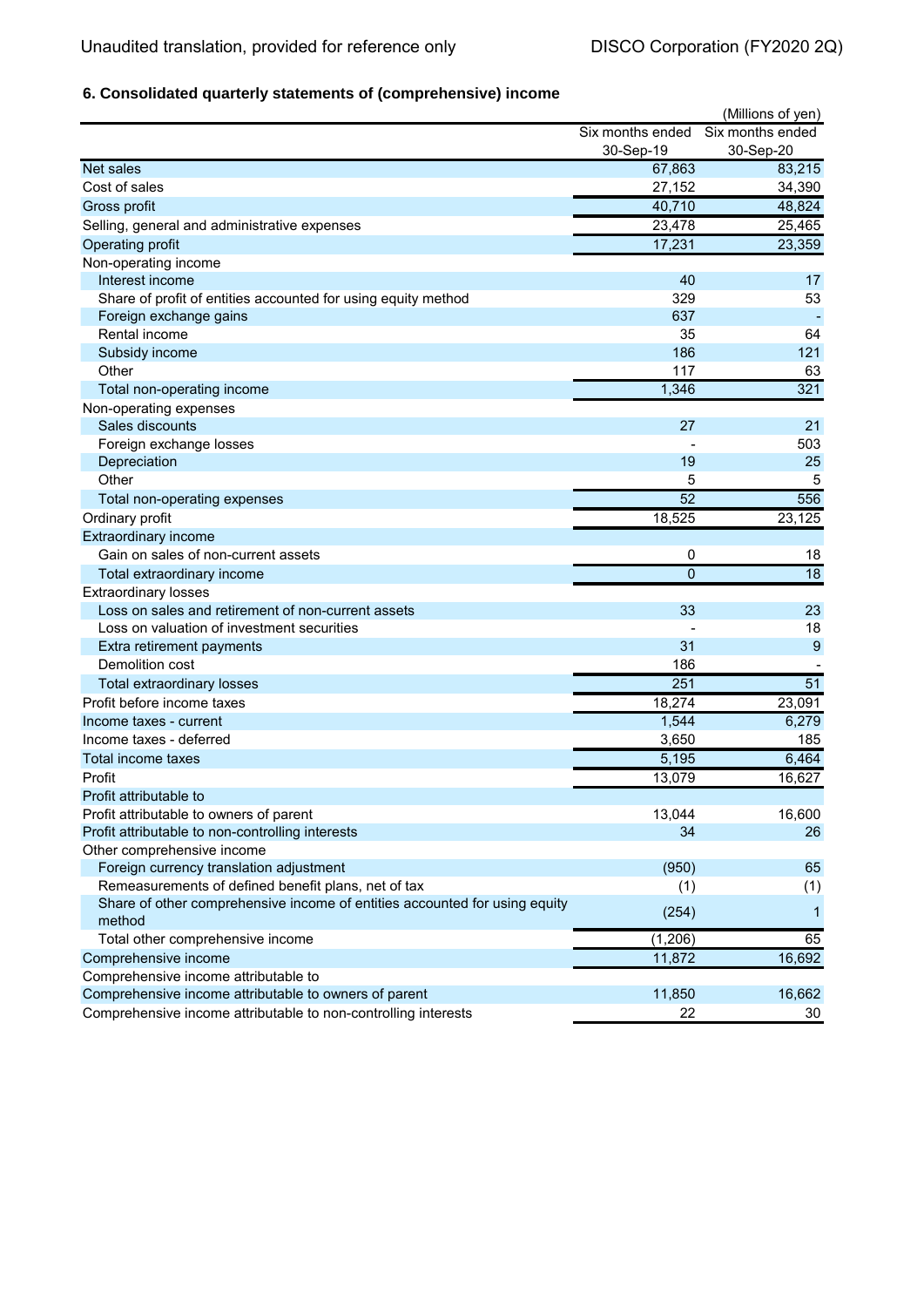### 6. Consolidated quarterly statements of (comprehensive) income

(Millions of yen)

| | Six months ended 30-Sep-19 | Six months ended 30-Sep-20 |
|---|---|---|
| Net sales | 67,863 | 83,215 |
| Cost of sales | 27,152 | 34,390 |
| Gross profit | 40,710 | 48,824 |
| Selling, general and administrative expenses | 23,478 | 25,465 |
| Operating profit | 17,231 | 23,359 |
| Non-operating income | | |
| Interest income | 40 | 17 |
| Share of profit of entities accounted for using equity method | 329 | 53 |
| Foreign exchange gains | 637 | - |
| Rental income | 35 | 64 |
| Subsidy income | 186 | 121 |
| Other | 117 | 63 |
| Total non-operating income | 1,346 | 321 |
| Non-operating expenses | | |
| Sales discounts | 27 | 21 |
| Foreign exchange losses | - | 503 |
| Depreciation | 19 | 25 |
| Other | 5 | 5 |
| Total non-operating expenses | 52 | 556 |
| Ordinary profit | 18,525 | 23,125 |
| Extraordinary income | | |
| Gain on sales of non-current assets | 0 | 18 |
| Total extraordinary income | 0 | 18 |
| Extraordinary losses | | |
| Loss on sales and retirement of non-current assets | 33 | 23 |
| Loss on valuation of investment securities | - | 18 |
| Extra retirement payments | 31 | 9 |
| Demolition cost | 186 | - |
| Total extraordinary losses | 251 | 51 |
| Profit before income taxes | 18,274 | 23,091 |
| Income taxes - current | 1,544 | 6,279 |
| Income taxes - deferred | 3,650 | 185 |
| Total income taxes | 5,195 | 6,464 |
| Profit | 13,079 | 16,627 |
| Profit attributable to | | |
| Profit attributable to owners of parent | 13,044 | 16,600 |
| Profit attributable to non-controlling interests | 34 | 26 |
| Other comprehensive income | | |
| Foreign currency translation adjustment | (950) | 65 |
| Remeasurements of defined benefit plans, net of tax | (1) | (1) |
| Share of other comprehensive income of entities accounted for using equity method | (254) | 1 |
| Total other comprehensive income | (1,206) | 65 |
| Comprehensive income | 11,872 | 16,692 |
| Comprehensive income attributable to | | |
| Comprehensive income attributable to owners of parent | 11,850 | 16,662 |
| Comprehensive income attributable to non-controlling interests | 22 | 30 |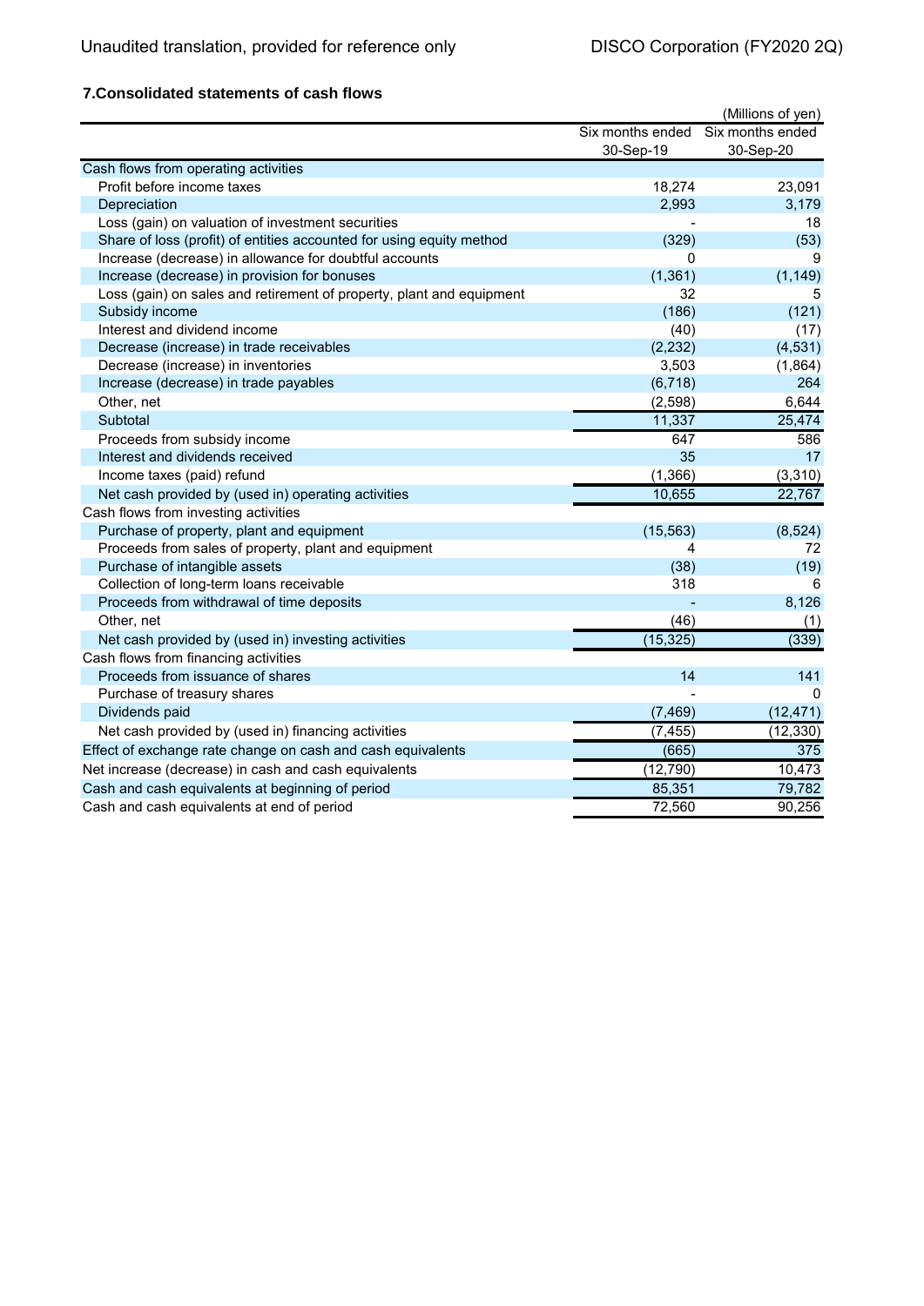### 7.Consolidated statements of cash flows

(Millions of yen)

| | Six months ended 30-Sep-19 | Six months ended 30-Sep-20 |
|---|---|---|
| Cash flows from operating activities | | |
| Profit before income taxes | 18,274 | 23,091 |
| Depreciation | 2,993 | 3,179 |
| Loss (gain) on valuation of investment securities | - | 18 |
| Share of loss (profit) of entities accounted for using equity method | (329) | (53) |
| Increase (decrease) in allowance for doubtful accounts | 0 | 9 |
| Increase (decrease) in provision for bonuses | (1,361) | (1,149) |
| Loss (gain) on sales and retirement of property, plant and equipment | 32 | 5 |
| Subsidy income | (186) | (121) |
| Interest and dividend income | (40) | (17) |
| Decrease (increase) in trade receivables | (2,232) | (4,531) |
| Decrease (increase) in inventories | 3,503 | (1,864) |
| Increase (decrease) in trade payables | (6,718) | 264 |
| Other, net | (2,598) | 6,644 |
| Subtotal | 11,337 | 25,474 |
| Proceeds from subsidy income | 647 | 586 |
| Interest and dividends received | 35 | 17 |
| Income taxes (paid) refund | (1,366) | (3,310) |
| Net cash provided by (used in) operating activities | 10,655 | 22,767 |
| Cash flows from investing activities | | |
| Purchase of property, plant and equipment | (15,563) | (8,524) |
| Proceeds from sales of property, plant and equipment | 4 | 72 |
| Purchase of intangible assets | (38) | (19) |
| Collection of long-term loans receivable | 318 | 6 |
| Proceeds from withdrawal of time deposits | - | 8,126 |
| Other, net | (46) | (1) |
| Net cash provided by (used in) investing activities | (15,325) | (339) |
| Cash flows from financing activities | | |
| Proceeds from issuance of shares | 14 | 141 |
| Purchase of treasury shares | - | 0 |
| Dividends paid | (7,469) | (12,471) |
| Net cash provided by (used in) financing activities | (7,455) | (12,330) |
| Effect of exchange rate change on cash and cash equivalents | (665) | 375 |
| Net increase (decrease) in cash and cash equivalents | (12,790) | 10,473 |
| Cash and cash equivalents at beginning of period | 85,351 | 79,782 |
| Cash and cash equivalents at end of period | 72,560 | 90,256 |